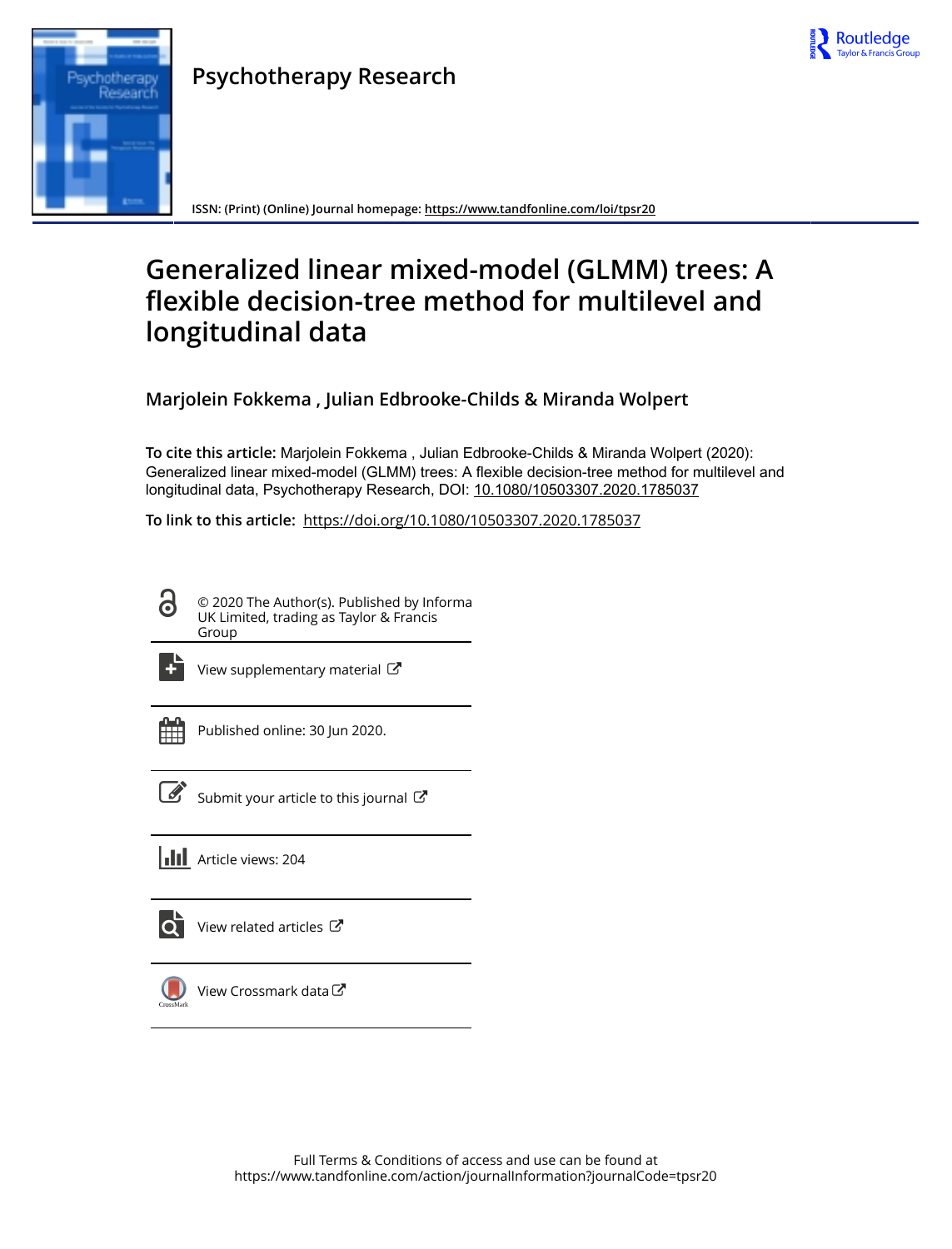Psychotherapy Research

ISSN: (Print) (Online) Journal homepage: https://www.tandfonline.com/loi/tpsr20

# Generalized linear mixed-model (GLMM) trees: A flexible decision-tree method for multilevel and longitudinal data

**Marjolein Fokkema , Julian Edbrooke-Childs & Miranda Wolpert**

**To cite this article:** Marjolein Fokkema , Julian Edbrooke-Childs & Miranda Wolpert (2020): Generalized linear mixed-model (GLMM) trees: A flexible decision-tree method for multilevel and longitudinal data, Psychotherapy Research, DOI: 10.1080/10503307.2020.1785037

**To link to this article:** https://doi.org/10.1080/10503307.2020.1785037

© 2020 The Author(s). Published by Informa UK Limited, trading as Taylor & Francis Group

View supplementary material

Published online: 30 Jun 2020.

Submit your article to this journal

Article views: 204

View related articles

View Crossmark data

Full Terms & Conditions of access and use can be found at https://www.tandfonline.com/action/journalInformation?journalCode=tpsr20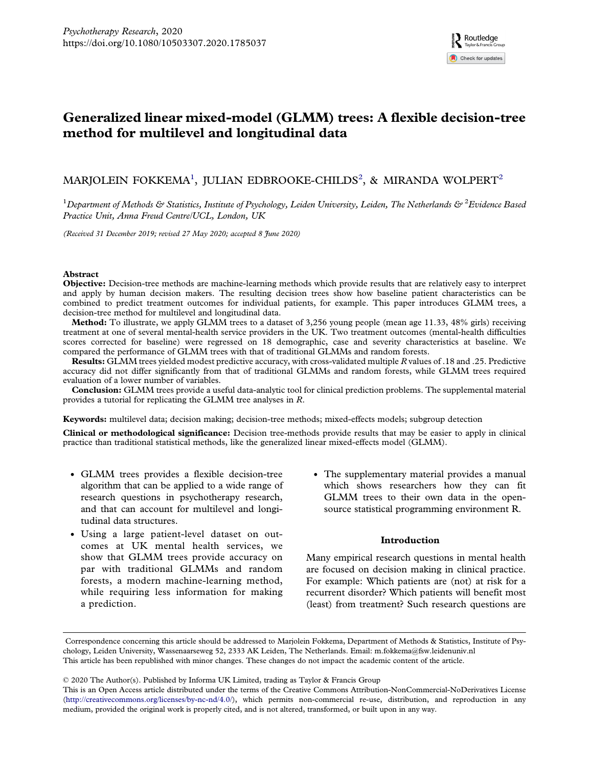# Generalized linear mixed-model (GLMM) trees: A flexible decision-tree method for multilevel and longitudinal data

MARJOLEIN FOKKEMA[1], JULIAN EDBROOKE-CHILDS[2], & MIRANDA WOLPERT[2]

[1]*Department of Methods & Statistics, Institute of Psychology, Leiden University, Leiden, The Netherlands &* [2]*Evidence Based Practice Unit, Anna Freud Centre/UCL, London, UK*

*(Received 31 December 2019; revised 27 May 2020; accepted 8 June 2020)*

### Abstract

**Objective:** Decision-tree methods are machine-learning methods which provide results that are relatively easy to interpret and apply by human decision makers. The resulting decision trees show how baseline patient characteristics can be combined to predict treatment outcomes for individual patients, for example. This paper introduces GLMM trees, a decision-tree method for multilevel and longitudinal data.

**Method:** To illustrate, we apply GLMM trees to a dataset of 3,256 young people (mean age 11.33, 48% girls) receiving treatment at one of several mental-health service providers in the UK. Two treatment outcomes (mental-health difficulties scores corrected for baseline) were regressed on 18 demographic, case and severity characteristics at baseline. We compared the performance of GLMM trees with that of traditional GLMMs and random forests.

**Results:** GLMM trees yielded modest predictive accuracy, with cross-validated multiple $R$ values of .18 and .25. Predictive accuracy did not differ significantly from that of traditional GLMMs and random forests, while GLMM trees required evaluation of a lower number of variables.

**Conclusion:** GLMM trees provide a useful data-analytic tool for clinical prediction problems. The supplemental material provides a tutorial for replicating the GLMM tree analyses in *R*.

**Keywords:** multilevel data; decision making; decision-tree methods; mixed-effects models; subgroup detection

**Clinical or methodological significance:** Decision tree-methods provide results that may be easier to apply in clinical practice than traditional statistical methods, like the generalized linear mixed-effects model (GLMM).

- GLMM trees provides a flexible decision-tree algorithm that can be applied to a wide range of research questions in psychotherapy research, and that can account for multilevel and longitudinal data structures.
- Using a large patient-level dataset on outcomes at UK mental health services, we show that GLMM trees provide accuracy on par with traditional GLMMs and random forests, a modern machine-learning method, while requiring less information for making a prediction.
- The supplementary material provides a manual which shows researchers how they can fit GLMM trees to their own data in the open-source statistical programming environment R.

## Introduction

Many empirical research questions in mental health are focused on decision making in clinical practice. For example: Which patients are (not) at risk for a recurrent disorder? Which patients will benefit most (least) from treatment? Such research questions are

Correspondence concerning this article should be addressed to Marjolein Fokkema, Department of Methods & Statistics, Institute of Psychology, Leiden University, Wassenaarseweg 52, 2333 AK Leiden, The Netherlands. Email: m.fokkema@fsw.leidenuniv.nl
This article has been republished with minor changes. These changes do not impact the academic content of the article.

© 2020 The Author(s). Published by Informa UK Limited, trading as Taylor & Francis Group
This is an Open Access article distributed under the terms of the Creative Commons Attribution-NonCommercial-NoDerivatives License (http://creativecommons.org/licenses/by-nc-nd/4.0/), which permits non-commercial re-use, distribution, and reproduction in any medium, provided the original work is properly cited, and is not altered, transformed, or built upon in any way.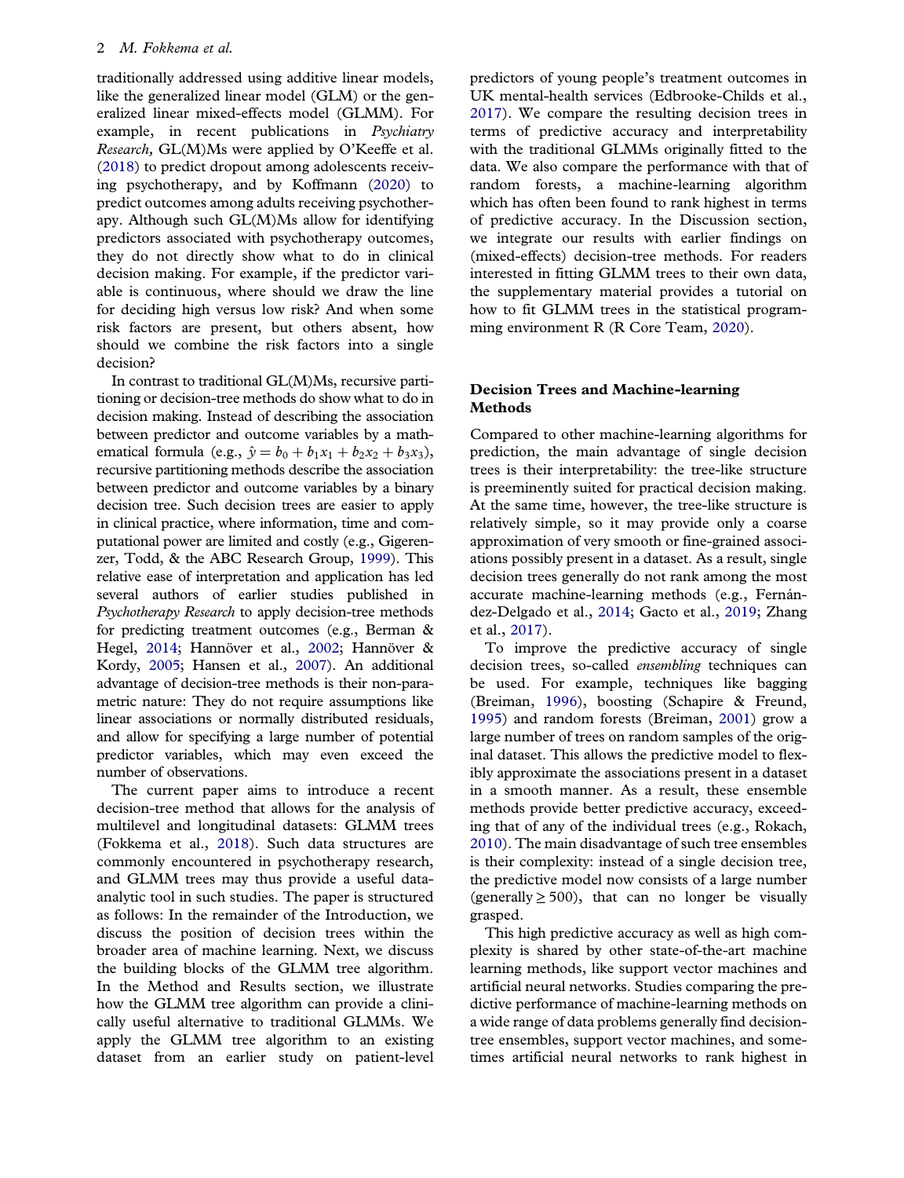traditionally addressed using additive linear models, like the generalized linear model (GLM) or the generalized linear mixed-effects model (GLMM). For example, in recent publications in *Psychiatry Research,* GL(M)Ms were applied by O'Keeffe et al. (2018) to predict dropout among adolescents receiving psychotherapy, and by Koffmann (2020) to predict outcomes among adults receiving psychotherapy. Although such GL(M)Ms allow for identifying predictors associated with psychotherapy outcomes, they do not directly show what to do in clinical decision making. For example, if the predictor variable is continuous, where should we draw the line for deciding high versus low risk? And when some risk factors are present, but others absent, how should we combine the risk factors into a single decision?

In contrast to traditional GL(M)Ms, recursive partitioning or decision-tree methods do show what to do in decision making. Instead of describing the association between predictor and outcome variables by a mathematical formula (e.g., $\hat{y} = b_0 + b_1x_1 + b_2x_2 + b_3x_3$), recursive partitioning methods describe the association between predictor and outcome variables by a binary decision tree. Such decision trees are easier to apply in clinical practice, where information, time and computational power are limited and costly (e.g., Gigerenzer, Todd, & the ABC Research Group, 1999). This relative ease of interpretation and application has led several authors of earlier studies published in *Psychotherapy Research* to apply decision-tree methods for predicting treatment outcomes (e.g., Berman & Hegel, 2014; Hannöver et al., 2002; Hannöver & Kordy, 2005; Hansen et al., 2007). An additional advantage of decision-tree methods is their non-parametric nature: They do not require assumptions like linear associations or normally distributed residuals, and allow for specifying a large number of potential predictor variables, which may even exceed the number of observations.

The current paper aims to introduce a recent decision-tree method that allows for the analysis of multilevel and longitudinal datasets: GLMM trees (Fokkema et al., 2018). Such data structures are commonly encountered in psychotherapy research, and GLMM trees may thus provide a useful data-analytic tool in such studies. The paper is structured as follows: In the remainder of the Introduction, we discuss the position of decision trees within the broader area of machine learning. Next, we discuss the building blocks of the GLMM tree algorithm. In the Method and Results section, we illustrate how the GLMM tree algorithm can provide a clinically useful alternative to traditional GLMMs. We apply the GLMM tree algorithm to an existing dataset from an earlier study on patient-level predictors of young people's treatment outcomes in UK mental-health services (Edbrooke-Childs et al., 2017). We compare the resulting decision trees in terms of predictive accuracy and interpretability with the traditional GLMMs originally fitted to the data. We also compare the performance with that of random forests, a machine-learning algorithm which has often been found to rank highest in terms of predictive accuracy. In the Discussion section, we integrate our results with earlier findings on (mixed-effects) decision-tree methods. For readers interested in fitting GLMM trees to their own data, the supplementary material provides a tutorial on how to fit GLMM trees in the statistical programming environment R (R Core Team, 2020).

## Decision Trees and Machine-learning Methods

Compared to other machine-learning algorithms for prediction, the main advantage of single decision trees is their interpretability: the tree-like structure is preeminently suited for practical decision making. At the same time, however, the tree-like structure is relatively simple, so it may provide only a coarse approximation of very smooth or fine-grained associations possibly present in a dataset. As a result, single decision trees generally do not rank among the most accurate machine-learning methods (e.g., Fernández-Delgado et al., 2014; Gacto et al., 2019; Zhang et al., 2017).

To improve the predictive accuracy of single decision trees, so-called *ensembling* techniques can be used. For example, techniques like bagging (Breiman, 1996), boosting (Schapire & Freund, 1995) and random forests (Breiman, 2001) grow a large number of trees on random samples of the original dataset. This allows the predictive model to flexibly approximate the associations present in a dataset in a smooth manner. As a result, these ensemble methods provide better predictive accuracy, exceeding that of any of the individual trees (e.g., Rokach, 2010). The main disadvantage of such tree ensembles is their complexity: instead of a single decision tree, the predictive model now consists of a large number (generally $\geq 500$), that can no longer be visually grasped.

This high predictive accuracy as well as high complexity is shared by other state-of-the-art machine learning methods, like support vector machines and artificial neural networks. Studies comparing the predictive performance of machine-learning methods on a wide range of data problems generally find decision-tree ensembles, support vector machines, and sometimes artificial neural networks to rank highest in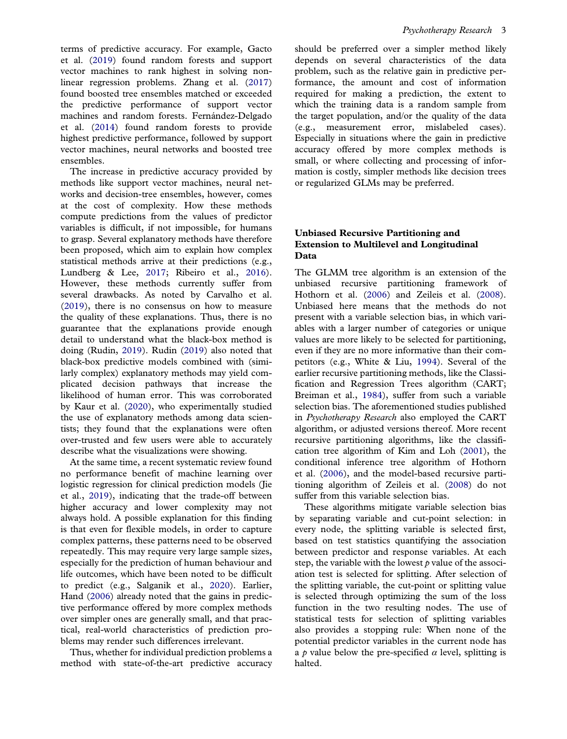terms of predictive accuracy. For example, Gacto et al. (2019) found random forests and support vector machines to rank highest in solving non-linear regression problems. Zhang et al. (2017) found boosted tree ensembles matched or exceeded the predictive performance of support vector machines and random forests. Fernández-Delgado et al. (2014) found random forests to provide highest predictive performance, followed by support vector machines, neural networks and boosted tree ensembles.

The increase in predictive accuracy provided by methods like support vector machines, neural networks and decision-tree ensembles, however, comes at the cost of complexity. How these methods compute predictions from the values of predictor variables is difficult, if not impossible, for humans to grasp. Several explanatory methods have therefore been proposed, which aim to explain how complex statistical methods arrive at their predictions (e.g., Lundberg & Lee, 2017; Ribeiro et al., 2016). However, these methods currently suffer from several drawbacks. As noted by Carvalho et al. (2019), there is no consensus on how to measure the quality of these explanations. Thus, there is no guarantee that the explanations provide enough detail to understand what the black-box method is doing (Rudin, 2019). Rudin (2019) also noted that black-box predictive models combined with (similarly complex) explanatory methods may yield complicated decision pathways that increase the likelihood of human error. This was corroborated by Kaur et al. (2020), who experimentally studied the use of explanatory methods among data scientists; they found that the explanations were often over-trusted and few users were able to accurately describe what the visualizations were showing.

At the same time, a recent systematic review found no performance benefit of machine learning over logistic regression for clinical prediction models (Jie et al., 2019), indicating that the trade-off between higher accuracy and lower complexity may not always hold. A possible explanation for this finding is that even for flexible models, in order to capture complex patterns, these patterns need to be observed repeatedly. This may require very large sample sizes, especially for the prediction of human behaviour and life outcomes, which have been noted to be difficult to predict (e.g., Salganik et al., 2020). Earlier, Hand (2006) already noted that the gains in predictive performance offered by more complex methods over simpler ones are generally small, and that practical, real-world characteristics of prediction problems may render such differences irrelevant.

Thus, whether for individual prediction problems a method with state-of-the-art predictive accuracy should be preferred over a simpler method likely depends on several characteristics of the data problem, such as the relative gain in predictive performance, the amount and cost of information required for making a prediction, the extent to which the training data is a random sample from the target population, and/or the quality of the data (e.g., measurement error, mislabeled cases). Especially in situations where the gain in predictive accuracy offered by more complex methods is small, or where collecting and processing of information is costly, simpler methods like decision trees or regularized GLMs may be preferred.

## Unbiased Recursive Partitioning and Extension to Multilevel and Longitudinal Data

The GLMM tree algorithm is an extension of the unbiased recursive partitioning framework of Hothorn et al. (2006) and Zeileis et al. (2008). Unbiased here means that the methods do not present with a variable selection bias, in which variables with a larger number of categories or unique values are more likely to be selected for partitioning, even if they are no more informative than their competitors (e.g., White & Liu, 1994). Several of the earlier recursive partitioning methods, like the Classification and Regression Trees algorithm (CART; Breiman et al., 1984), suffer from such a variable selection bias. The aforementioned studies published in *Psychotherapy Research* also employed the CART algorithm, or adjusted versions thereof. More recent recursive partitioning algorithms, like the classification tree algorithm of Kim and Loh (2001), the conditional inference tree algorithm of Hothorn et al. (2006), and the model-based recursive partitioning algorithm of Zeileis et al. (2008) do not suffer from this variable selection bias.

These algorithms mitigate variable selection bias by separating variable and cut-point selection: in every node, the splitting variable is selected first, based on test statistics quantifying the association between predictor and response variables. At each step, the variable with the lowest $p$ value of the association test is selected for splitting. After selection of the splitting variable, the cut-point or splitting value is selected through optimizing the sum of the loss function in the two resulting nodes. The use of statistical tests for selection of splitting variables also provides a stopping rule: When none of the potential predictor variables in the current node has a $p$ value below the pre-specified $\alpha$ level, splitting is halted.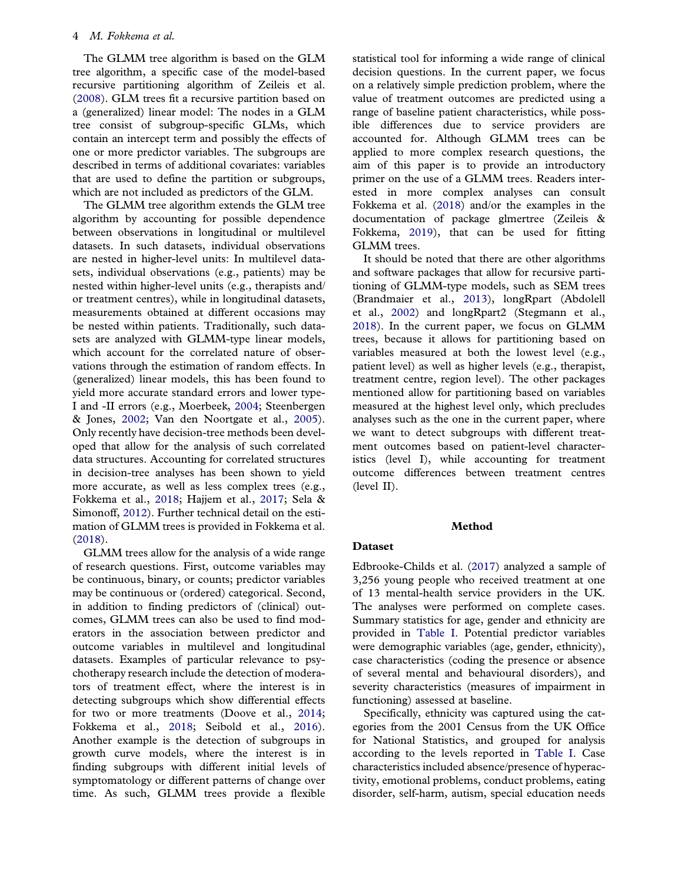The GLMM tree algorithm is based on the GLM tree algorithm, a specific case of the model-based recursive partitioning algorithm of Zeileis et al. (2008). GLM trees fit a recursive partition based on a (generalized) linear model: The nodes in a GLM tree consist of subgroup-specific GLMs, which contain an intercept term and possibly the effects of one or more predictor variables. The subgroups are described in terms of additional covariates: variables that are used to define the partition or subgroups, which are not included as predictors of the GLM.

The GLMM tree algorithm extends the GLM tree algorithm by accounting for possible dependence between observations in longitudinal or multilevel datasets. In such datasets, individual observations are nested in higher-level units: In multilevel datasets, individual observations (e.g., patients) may be nested within higher-level units (e.g., therapists and/or treatment centres), while in longitudinal datasets, measurements obtained at different occasions may be nested within patients. Traditionally, such datasets are analyzed with GLMM-type linear models, which account for the correlated nature of observations through the estimation of random effects. In (generalized) linear models, this has been found to yield more accurate standard errors and lower type-I and -II errors (e.g., Moerbeek, 2004; Steenbergen & Jones, 2002; Van den Noortgate et al., 2005). Only recently have decision-tree methods been developed that allow for the analysis of such correlated data structures. Accounting for correlated structures in decision-tree analyses has been shown to yield more accurate, as well as less complex trees (e.g., Fokkema et al., 2018; Hajjem et al., 2017; Sela & Simonoff, 2012). Further technical detail on the estimation of GLMM trees is provided in Fokkema et al. (2018).

GLMM trees allow for the analysis of a wide range of research questions. First, outcome variables may be continuous, binary, or counts; predictor variables may be continuous or (ordered) categorical. Second, in addition to finding predictors of (clinical) outcomes, GLMM trees can also be used to find moderators in the association between predictor and outcome variables in multilevel and longitudinal datasets. Examples of particular relevance to psychotherapy research include the detection of moderators of treatment effect, where the interest is in detecting subgroups which show differential effects for two or more treatments (Doove et al., 2014; Fokkema et al., 2018; Seibold et al., 2016). Another example is the detection of subgroups in growth curve models, where the interest is in finding subgroups with different initial levels of symptomatology or different patterns of change over time. As such, GLMM trees provide a flexible statistical tool for informing a wide range of clinical decision questions. In the current paper, we focus on a relatively simple prediction problem, where the value of treatment outcomes are predicted using a range of baseline patient characteristics, while possible differences due to service providers are accounted for. Although GLMM trees can be applied to more complex research questions, the aim of this paper is to provide an introductory primer on the use of a GLMM trees. Readers interested in more complex analyses can consult Fokkema et al. (2018) and/or the examples in the documentation of package glmertree (Zeileis & Fokkema, 2019), that can be used for fitting GLMM trees.

It should be noted that there are other algorithms and software packages that allow for recursive partitioning of GLMM-type models, such as SEM trees (Brandmaier et al., 2013), longRpart (Abdolell et al., 2002) and longRpart2 (Stegmann et al., 2018). In the current paper, we focus on GLMM trees, because it allows for partitioning based on variables measured at both the lowest level (e.g., patient level) as well as higher levels (e.g., therapist, treatment centre, region level). The other packages mentioned allow for partitioning based on variables measured at the highest level only, which precludes analyses such as the one in the current paper, where we want to detect subgroups with different treatment outcomes based on patient-level characteristics (level I), while accounting for treatment outcome differences between treatment centres (level II).

## Method

### Dataset

Edbrooke-Childs et al. (2017) analyzed a sample of 3,256 young people who received treatment at one of 13 mental-health service providers in the UK. The analyses were performed on complete cases. Summary statistics for age, gender and ethnicity are provided in Table I. Potential predictor variables were demographic variables (age, gender, ethnicity), case characteristics (coding the presence or absence of several mental and behavioural disorders), and severity characteristics (measures of impairment in functioning) assessed at baseline.

Specifically, ethnicity was captured using the categories from the 2001 Census from the UK Office for National Statistics, and grouped for analysis according to the levels reported in Table I. Case characteristics included absence/presence of hyperactivity, emotional problems, conduct problems, eating disorder, self-harm, autism, special education needs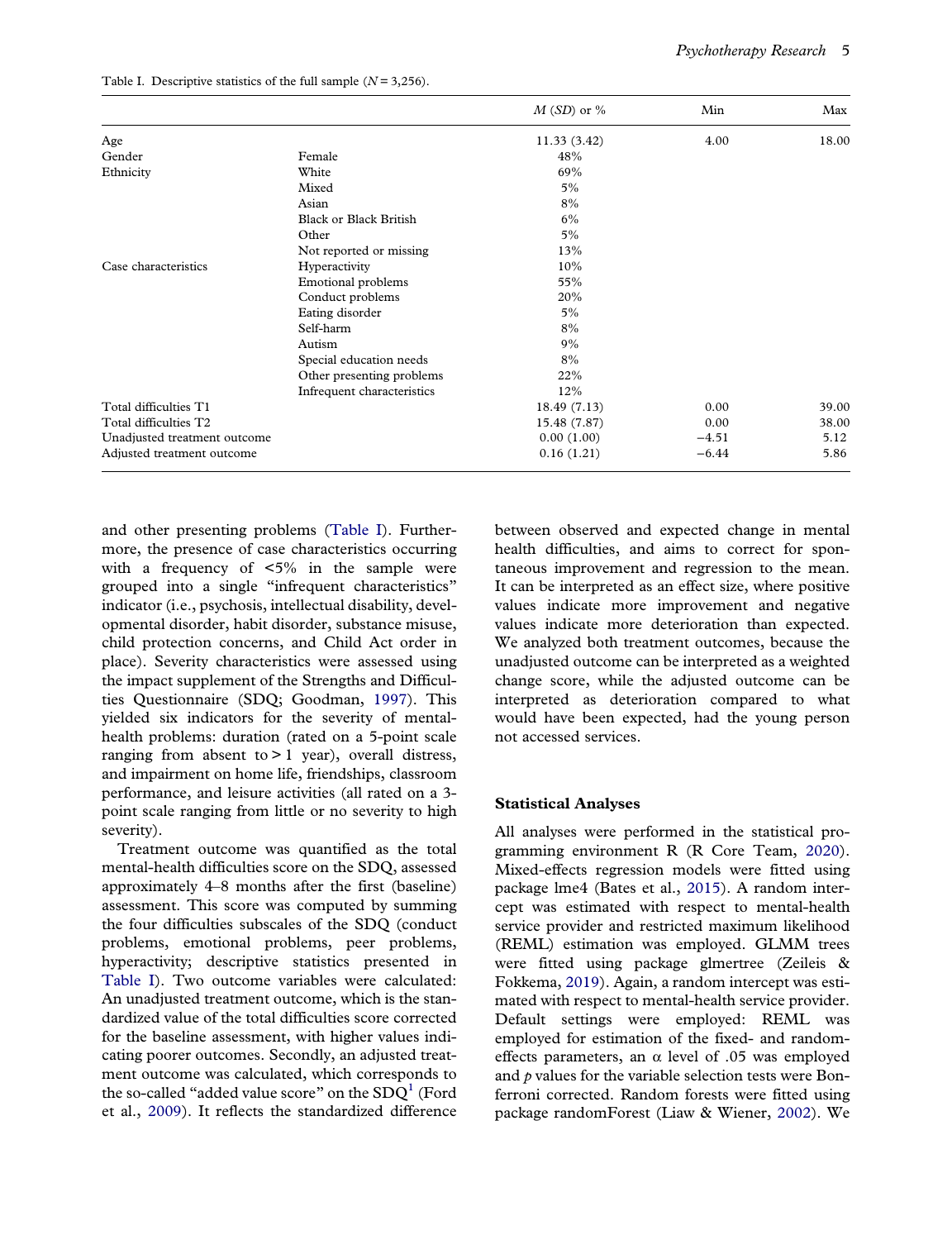Table I. Descriptive statistics of the full sample ($N = 3,256$).

| | | *M* (*SD*) or % | Min | Max |
|---|---|---|---|---|
| Age | | 11.33 (3.42) | 4.00 | 18.00 |
| Gender | Female | 48% | | |
| Ethnicity | White | 69% | | |
| | Mixed | 5% | | |
| | Asian | 8% | | |
| | Black or Black British | 6% | | |
| | Other | 5% | | |
| | Not reported or missing | 13% | | |
| Case characteristics | Hyperactivity | 10% | | |
| | Emotional problems | 55% | | |
| | Conduct problems | 20% | | |
| | Eating disorder | 5% | | |
| | Self-harm | 8% | | |
| | Autism | 9% | | |
| | Special education needs | 8% | | |
| | Other presenting problems | 22% | | |
| | Infrequent characteristics | 12% | | |
| Total difficulties T1 | | 18.49 (7.13) | 0.00 | 39.00 |
| Total difficulties T2 | | 15.48 (7.87) | 0.00 | 38.00 |
| Unadjusted treatment outcome | | 0.00 (1.00) | −4.51 | 5.12 |
| Adjusted treatment outcome | | 0.16 (1.21) | −6.44 | 5.86 |

and other presenting problems (Table I). Furthermore, the presence of case characteristics occurring with a frequency of <5% in the sample were grouped into a single "infrequent characteristics" indicator (i.e., psychosis, intellectual disability, developmental disorder, habit disorder, substance misuse, child protection concerns, and Child Act order in place). Severity characteristics were assessed using the impact supplement of the Strengths and Difficulties Questionnaire (SDQ; Goodman, 1997). This yielded six indicators for the severity of mental-health problems: duration (rated on a 5-point scale ranging from absent to > 1 year), overall distress, and impairment on home life, friendships, classroom performance, and leisure activities (all rated on a 3-point scale ranging from little or no severity to high severity).

Treatment outcome was quantified as the total mental-health difficulties score on the SDQ, assessed approximately 4–8 months after the first (baseline) assessment. This score was computed by summing the four difficulties subscales of the SDQ (conduct problems, emotional problems, peer problems, hyperactivity; descriptive statistics presented in Table I). Two outcome variables were calculated: An unadjusted treatment outcome, which is the standardized value of the total difficulties score corrected for the baseline assessment, with higher values indicating poorer outcomes. Secondly, an adjusted treatment outcome was calculated, which corresponds to the so-called "added value score" on the SDQ[1] (Ford et al., 2009). It reflects the standardized difference between observed and expected change in mental health difficulties, and aims to correct for spontaneous improvement and regression to the mean. It can be interpreted as an effect size, where positive values indicate more improvement and negative values indicate more deterioration than expected. We analyzed both treatment outcomes, because the unadjusted outcome can be interpreted as a weighted change score, while the adjusted outcome can be interpreted as deterioration compared to what would have been expected, had the young person not accessed services.

### Statistical Analyses

All analyses were performed in the statistical programming environment R (R Core Team, 2020). Mixed-effects regression models were fitted using package lme4 (Bates et al., 2015). A random intercept was estimated with respect to mental-health service provider and restricted maximum likelihood (REML) estimation was employed. GLMM trees were fitted using package glmertree (Zeileis & Fokkema, 2019). Again, a random intercept was estimated with respect to mental-health service provider. Default settings were employed: REML was employed for estimation of the fixed- and random-effects parameters, an $\alpha$ level of .05 was employed and $p$ values for the variable selection tests were Bonferroni corrected. Random forests were fitted using package randomForest (Liaw & Wiener, 2002). We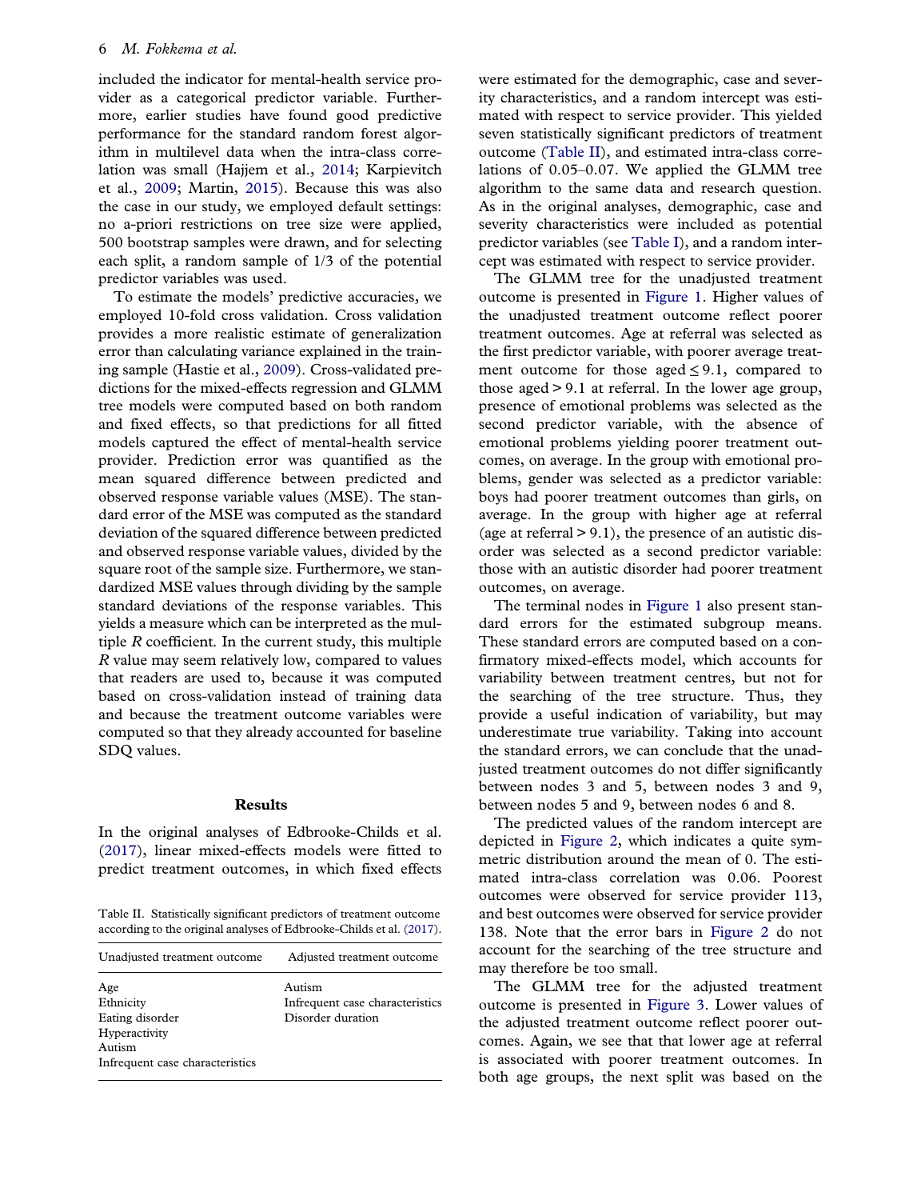included the indicator for mental-health service provider as a categorical predictor variable. Furthermore, earlier studies have found good predictive performance for the standard random forest algorithm in multilevel data when the intra-class correlation was small (Hajjem et al., 2014; Karpievitch et al., 2009; Martin, 2015). Because this was also the case in our study, we employed default settings: no a-priori restrictions on tree size were applied, 500 bootstrap samples were drawn, and for selecting each split, a random sample of 1/3 of the potential predictor variables was used.

To estimate the models' predictive accuracies, we employed 10-fold cross validation. Cross validation provides a more realistic estimate of generalization error than calculating variance explained in the training sample (Hastie et al., 2009). Cross-validated predictions for the mixed-effects regression and GLMM tree models were computed based on both random and fixed effects, so that predictions for all fitted models captured the effect of mental-health service provider. Prediction error was quantified as the mean squared difference between predicted and observed response variable values (MSE). The standard error of the MSE was computed as the standard deviation of the squared difference between predicted and observed response variable values, divided by the square root of the sample size. Furthermore, we standardized MSE values through dividing by the sample standard deviations of the response variables. This yields a measure which can be interpreted as the multiple *R* coefficient. In the current study, this multiple *R* value may seem relatively low, compared to values that readers are used to, because it was computed based on cross-validation instead of training data and because the treatment outcome variables were computed so that they already accounted for baseline SDQ values.

## Results

In the original analyses of Edbrooke-Childs et al. (2017), linear mixed-effects models were fitted to predict treatment outcomes, in which fixed effects were estimated for the demographic, case and severity characteristics, and a random intercept was estimated with respect to service provider. This yielded seven statistically significant predictors of treatment outcome (Table II), and estimated intra-class correlations of 0.05–0.07. We applied the GLMM tree algorithm to the same data and research question. As in the original analyses, demographic, case and severity characteristics were included as potential predictor variables (see Table I), and a random intercept was estimated with respect to service provider.

Table II. Statistically significant predictors of treatment outcome according to the original analyses of Edbrooke-Childs et al. (2017).

| Unadjusted treatment outcome | Adjusted treatment outcome |
|---|---|
| Age | Autism |
| Ethnicity | Infrequent case characteristics |
| Eating disorder | Disorder duration |
| Hyperactivity | |
| Autism | |
| Infrequent case characteristics | |

The GLMM tree for the unadjusted treatment outcome is presented in Figure 1. Higher values of the unadjusted treatment outcome reflect poorer treatment outcomes. Age at referral was selected as the first predictor variable, with poorer average treatment outcome for those aged $\leq 9.1$, compared to those aged $> 9.1$ at referral. In the lower age group, presence of emotional problems was selected as the second predictor variable, with the absence of emotional problems yielding poorer treatment outcomes, on average. In the group with emotional problems, gender was selected as a predictor variable: boys had poorer treatment outcomes than girls, on average. In the group with higher age at referral (age at referral $> 9.1$), the presence of an autistic disorder was selected as a second predictor variable: those with an autistic disorder had poorer treatment outcomes, on average.

The terminal nodes in Figure 1 also present standard errors for the estimated subgroup means. These standard errors are computed based on a confirmatory mixed-effects model, which accounts for variability between treatment centres, but not for the searching of the tree structure. Thus, they provide a useful indication of variability, but may underestimate true variability. Taking into account the standard errors, we can conclude that the unadjusted treatment outcomes do not differ significantly between nodes 3 and 5, between nodes 3 and 9, between nodes 5 and 9, between nodes 6 and 8.

The predicted values of the random intercept are depicted in Figure 2, which indicates a quite symmetric distribution around the mean of 0. The estimated intra-class correlation was 0.06. Poorest outcomes were observed for service provider 113, and best outcomes were observed for service provider 138. Note that the error bars in Figure 2 do not account for the searching of the tree structure and may therefore be too small.

The GLMM tree for the adjusted treatment outcome is presented in Figure 3. Lower values of the adjusted treatment outcome reflect poorer outcomes. Again, we see that that lower age at referral is associated with poorer treatment outcomes. In both age groups, the next split was based on the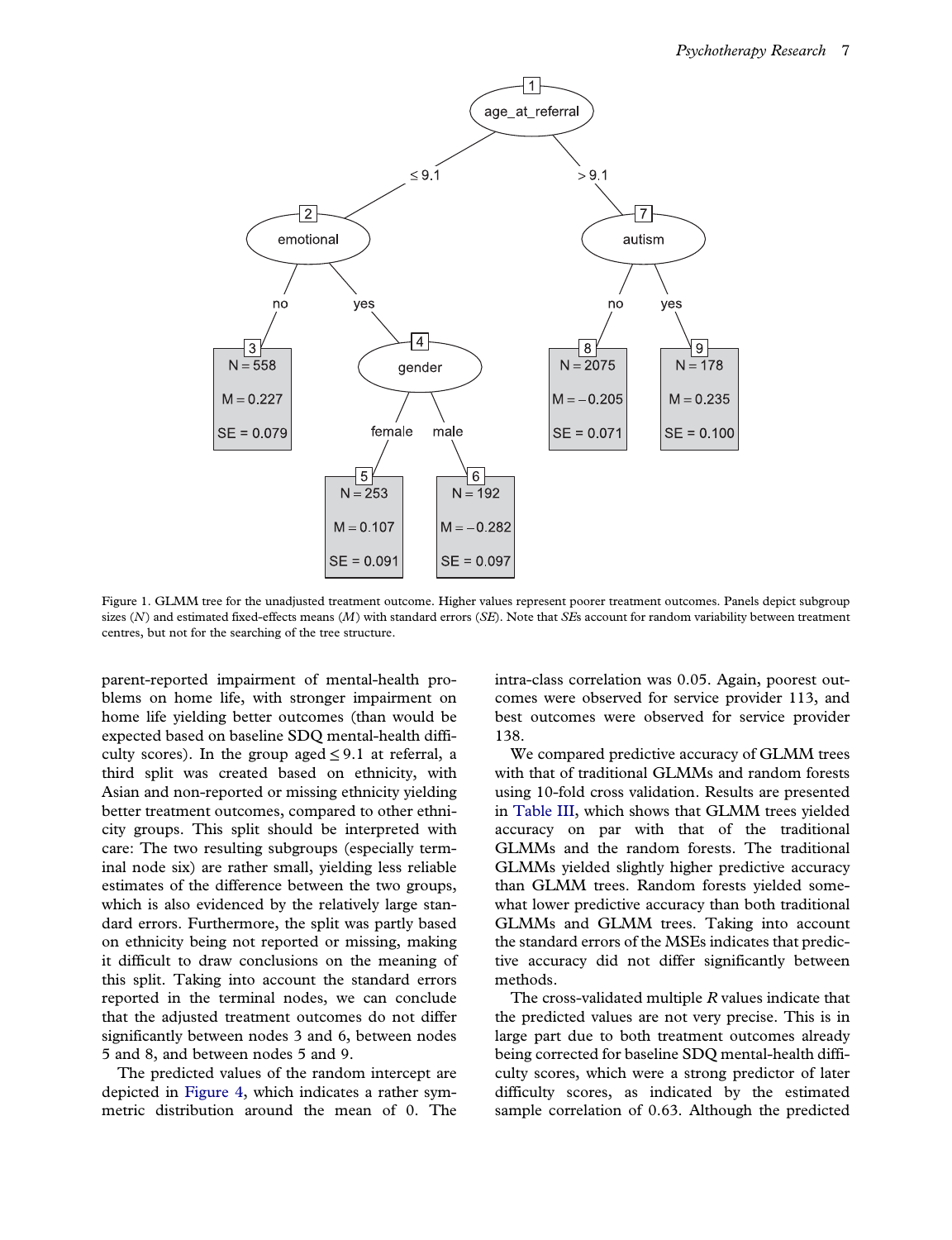Figure 1. GLMM tree for the unadjusted treatment outcome. Higher values represent poorer treatment outcomes. Panels depict subgroup sizes ($N$) and estimated fixed-effects means ($M$) with standard errors ($SE$). Note that $SE$s account for random variability between treatment centres, but not for the searching of the tree structure.

parent-reported impairment of mental-health problems on home life, with stronger impairment on home life yielding better outcomes (than would be expected based on baseline SDQ mental-health difficulty scores). In the group aged ≤ 9.1 at referral, a third split was created based on ethnicity, with Asian and non-reported or missing ethnicity yielding better treatment outcomes, compared to other ethnicity groups. This split should be interpreted with care: The two resulting subgroups (especially terminal node six) are rather small, yielding less reliable estimates of the difference between the two groups, which is also evidenced by the relatively large standard errors. Furthermore, the split was partly based on ethnicity being not reported or missing, making it difficult to draw conclusions on the meaning of this split. Taking into account the standard errors reported in the terminal nodes, we can conclude that the adjusted treatment outcomes do not differ significantly between nodes 3 and 6, between nodes 5 and 8, and between nodes 5 and 9.

The predicted values of the random intercept are depicted in Figure 4, which indicates a rather symmetric distribution around the mean of 0. The intra-class correlation was 0.05. Again, poorest outcomes were observed for service provider 113, and best outcomes were observed for service provider 138.

We compared predictive accuracy of GLMM trees with that of traditional GLMMs and random forests using 10-fold cross validation. Results are presented in Table III, which shows that GLMM trees yielded accuracy on par with that of the traditional GLMMs and the random forests. The traditional GLMMs yielded slightly higher predictive accuracy than GLMM trees. Random forests yielded somewhat lower predictive accuracy than both traditional GLMMs and GLMM trees. Taking into account the standard errors of the MSEs indicates that predictive accuracy did not differ significantly between methods.

The cross-validated multiple $R$ values indicate that the predicted values are not very precise. This is in large part due to both treatment outcomes already being corrected for baseline SDQ mental-health difficulty scores, which were a strong predictor of later difficulty scores, as indicated by the estimated sample correlation of 0.63. Although the predicted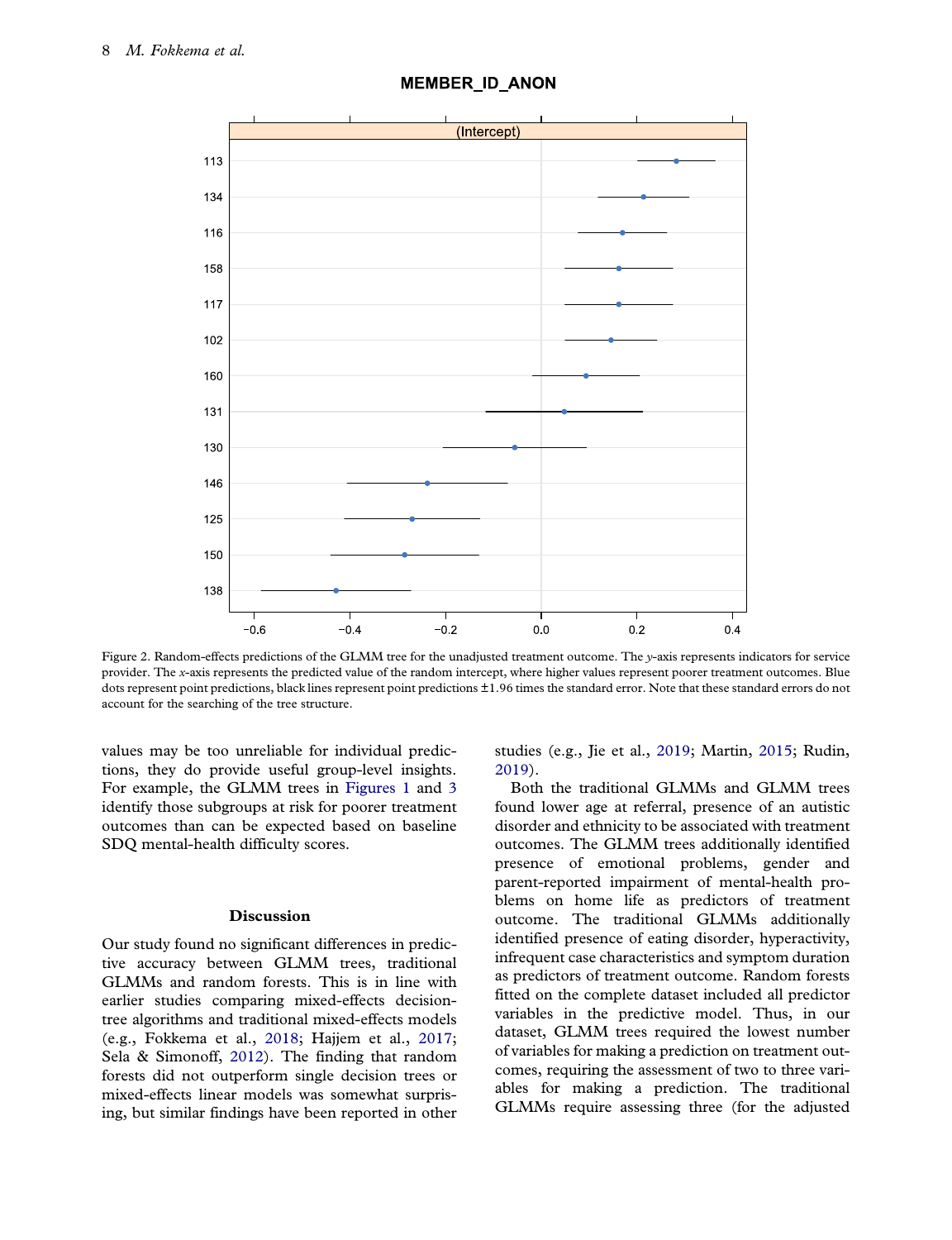Figure 2. Random-effects predictions of the GLMM tree for the unadjusted treatment outcome. The *y*-axis represents indicators for service provider. The *x*-axis represents the predicted value of the random intercept, where higher values represent poorer treatment outcomes. Blue dots represent point predictions, black lines represent point predictions ±1.96 times the standard error. Note that these standard errors do not account for the searching of the tree structure.

values may be too unreliable for individual predictions, they do provide useful group-level insights. For example, the GLMM trees in Figures 1 and 3 identify those subgroups at risk for poorer treatment outcomes than can be expected based on baseline SDQ mental-health difficulty scores.

## Discussion

Our study found no significant differences in predictive accuracy between GLMM trees, traditional GLMMs and random forests. This is in line with earlier studies comparing mixed-effects decision-tree algorithms and traditional mixed-effects models (e.g., Fokkema et al., 2018; Hajjem et al., 2017; Sela & Simonoff, 2012). The finding that random forests did not outperform single decision trees or mixed-effects linear models was somewhat surprising, but similar findings have been reported in other studies (e.g., Jie et al., 2019; Martin, 2015; Rudin, 2019).

Both the traditional GLMMs and GLMM trees found lower age at referral, presence of an autistic disorder and ethnicity to be associated with treatment outcomes. The GLMM trees additionally identified presence of emotional problems, gender and parent-reported impairment of mental-health problems on home life as predictors of treatment outcome. The traditional GLMMs additionally identified presence of eating disorder, hyperactivity, infrequent case characteristics and symptom duration as predictors of treatment outcome. Random forests fitted on the complete dataset included all predictor variables in the predictive model. Thus, in our dataset, GLMM trees required the lowest number of variables for making a prediction on treatment outcomes, requiring the assessment of two to three variables for making a prediction. The traditional GLMMs require assessing three (for the adjusted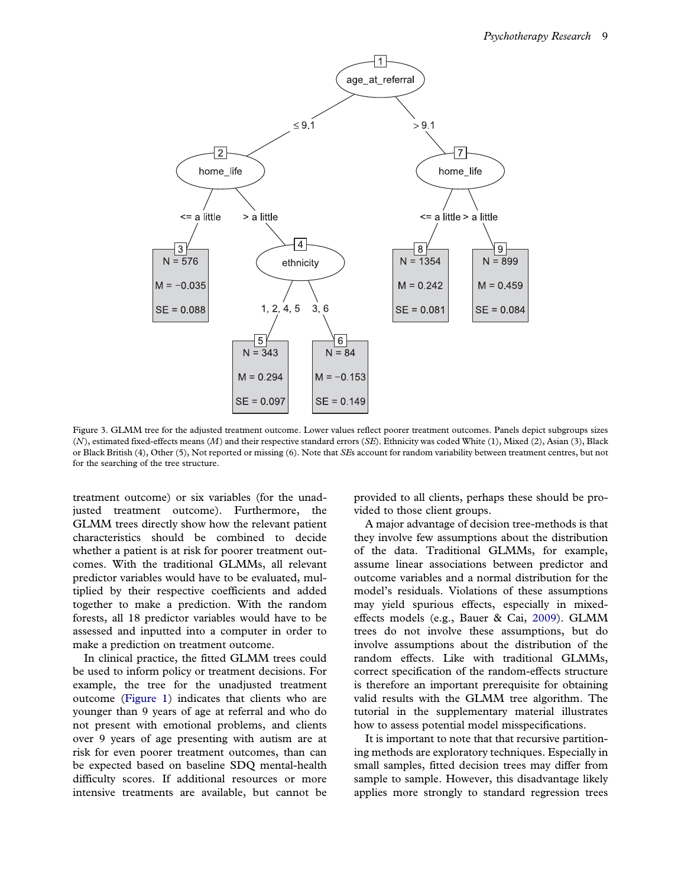Figure 3. GLMM tree for the adjusted treatment outcome. Lower values reflect poorer treatment outcomes. Panels depict subgroups sizes (*N*), estimated fixed-effects means (*M*) and their respective standard errors (*SE*). Ethnicity was coded White (1), Mixed (2), Asian (3), Black or Black British (4), Other (5), Not reported or missing (6). Note that *SE*s account for random variability between treatment centres, but not for the searching of the tree structure.

treatment outcome) or six variables (for the unadjusted treatment outcome). Furthermore, the GLMM trees directly show how the relevant patient characteristics should be combined to decide whether a patient is at risk for poorer treatment outcomes. With the traditional GLMMs, all relevant predictor variables would have to be evaluated, multiplied by their respective coefficients and added together to make a prediction. With the random forests, all 18 predictor variables would have to be assessed and inputted into a computer in order to make a prediction on treatment outcome.

In clinical practice, the fitted GLMM trees could be used to inform policy or treatment decisions. For example, the tree for the unadjusted treatment outcome (Figure 1) indicates that clients who are younger than 9 years of age at referral and who do not present with emotional problems, and clients over 9 years of age presenting with autism are at risk for even poorer treatment outcomes, than can be expected based on baseline SDQ mental-health difficulty scores. If additional resources or more intensive treatments are available, but cannot be provided to all clients, perhaps these should be provided to those client groups.

A major advantage of decision tree-methods is that they involve few assumptions about the distribution of the data. Traditional GLMMs, for example, assume linear associations between predictor and outcome variables and a normal distribution for the model's residuals. Violations of these assumptions may yield spurious effects, especially in mixed-effects models (e.g., Bauer & Cai, 2009). GLMM trees do not involve these assumptions, but do involve assumptions about the distribution of the random effects. Like with traditional GLMMs, correct specification of the random-effects structure is therefore an important prerequisite for obtaining valid results with the GLMM tree algorithm. The tutorial in the supplementary material illustrates how to assess potential model misspecifications.

It is important to note that that recursive partitioning methods are exploratory techniques. Especially in small samples, fitted decision trees may differ from sample to sample. However, this disadvantage likely applies more strongly to standard regression trees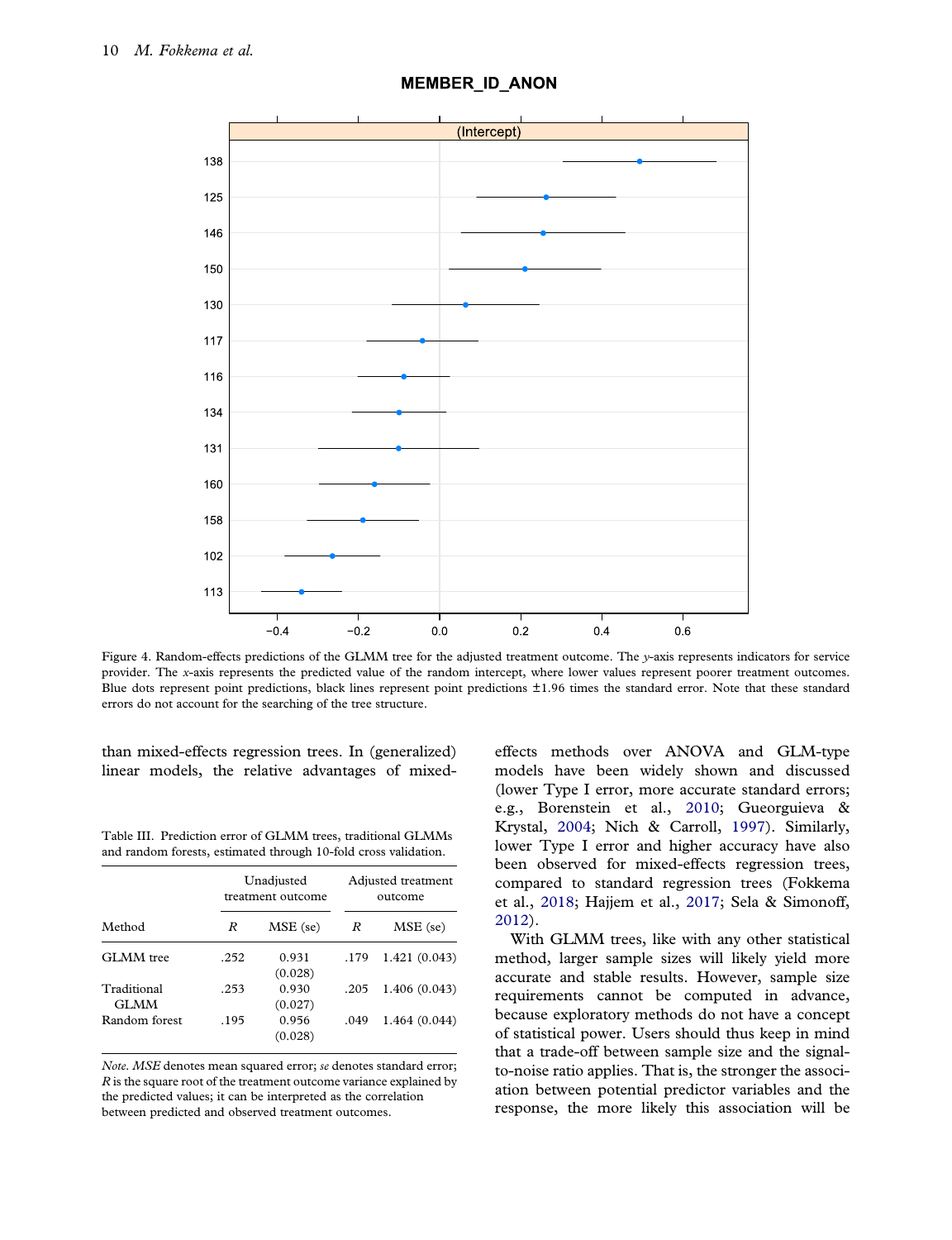Figure 4. Random-effects predictions of the GLMM tree for the adjusted treatment outcome. The *y*-axis represents indicators for service provider. The *x*-axis represents the predicted value of the random intercept, where lower values represent poorer treatment outcomes. Blue dots represent point predictions, black lines represent point predictions ±1.96 times the standard error. Note that these standard errors do not account for the searching of the tree structure.

than mixed-effects regression trees. In (generalized) linear models, the relative advantages of mixed-effects methods over ANOVA and GLM-type models have been widely shown and discussed (lower Type I error, more accurate standard errors; e.g., Borenstein et al., 2010; Gueorguieva & Krystal, 2004; Nich & Carroll, 1997). Similarly, lower Type I error and higher accuracy have also been observed for mixed-effects regression trees, compared to standard regression trees (Fokkema et al., 2018; Hajjem et al., 2017; Sela & Simonoff, 2012).

Table III. Prediction error of GLMM trees, traditional GLMMs and random forests, estimated through 10-fold cross validation.

| | Unadjusted treatment outcome | | Adjusted treatment outcome | |
|---|---|---|---|---|
| Method | $R$ | MSE (se) | $R$ | MSE (se) |
| GLMM tree | .252 | 0.931 (0.028) | .179 | 1.421 (0.043) |
| Traditional GLMM | .253 | 0.930 (0.027) | .205 | 1.406 (0.043) |
| Random forest | .195 | 0.956 (0.028) | .049 | 1.464 (0.044) |

*Note. MSE* denotes mean squared error; *se* denotes standard error; *R* is the square root of the treatment outcome variance explained by the predicted values; it can be interpreted as the correlation between predicted and observed treatment outcomes.

With GLMM trees, like with any other statistical method, larger sample sizes will likely yield more accurate and stable results. However, sample size requirements cannot be computed in advance, because exploratory methods do not have a concept of statistical power. Users should thus keep in mind that a trade-off between sample size and the signal-to-noise ratio applies. That is, the stronger the association between potential predictor variables and the response, the more likely this association will be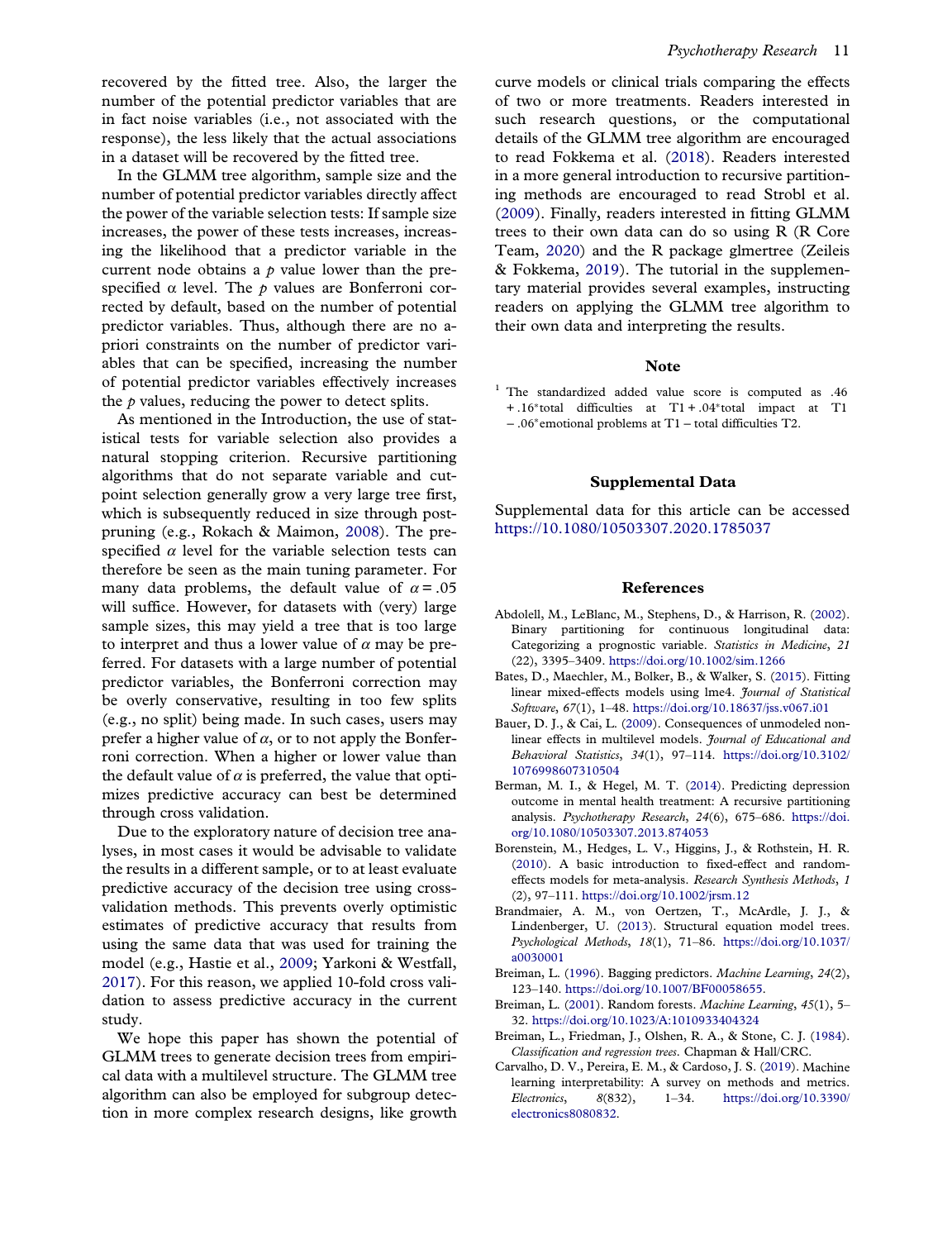recovered by the fitted tree. Also, the larger the number of the potential predictor variables that are in fact noise variables (i.e., not associated with the response), the less likely that the actual associations in a dataset will be recovered by the fitted tree.

In the GLMM tree algorithm, sample size and the number of potential predictor variables directly affect the power of the variable selection tests: If sample size increases, the power of these tests increases, increasing the likelihood that a predictor variable in the current node obtains a $p$ value lower than the pre-specified α level. The $p$ values are Bonferroni corrected by default, based on the number of potential predictor variables. Thus, although there are no a-priori constraints on the number of predictor variables that can be specified, increasing the number of potential predictor variables effectively increases the $p$ values, reducing the power to detect splits.

As mentioned in the Introduction, the use of statistical tests for variable selection also provides a natural stopping criterion. Recursive partitioning algorithms that do not separate variable and cut-point selection generally grow a very large tree first, which is subsequently reduced in size through post-pruning (e.g., Rokach & Maimon, 2008). The pre-specified $\alpha$ level for the variable selection tests can therefore be seen as the main tuning parameter. For many data problems, the default value of $\alpha = .05$ will suffice. However, for datasets with (very) large sample sizes, this may yield a tree that is too large to interpret and thus a lower value of $\alpha$ may be preferred. For datasets with a large number of potential predictor variables, the Bonferroni correction may be overly conservative, resulting in too few splits (e.g., no split) being made. In such cases, users may prefer a higher value of $\alpha$, or to not apply the Bonferroni correction. When a higher or lower value than the default value of $\alpha$ is preferred, the value that optimizes predictive accuracy can best be determined through cross validation.

Due to the exploratory nature of decision tree analyses, in most cases it would be advisable to validate the results in a different sample, or to at least evaluate predictive accuracy of the decision tree using cross-validation methods. This prevents overly optimistic estimates of predictive accuracy that results from using the same data that was used for training the model (e.g., Hastie et al., 2009; Yarkoni & Westfall, 2017). For this reason, we applied 10-fold cross validation to assess predictive accuracy in the current study.

We hope this paper has shown the potential of GLMM trees to generate decision trees from empirical data with a multilevel structure. The GLMM tree algorithm can also be employed for subgroup detection in more complex research designs, like growth curve models or clinical trials comparing the effects of two or more treatments. Readers interested in such research questions, or the computational details of the GLMM tree algorithm are encouraged to read Fokkema et al. (2018). Readers interested in a more general introduction to recursive partitioning methods are encouraged to read Strobl et al. (2009). Finally, readers interested in fitting GLMM trees to their own data can do so using R (R Core Team, 2020) and the R package glmertree (Zeileis & Fokkema, 2019). The tutorial in the supplementary material provides several examples, instructing readers on applying the GLMM tree algorithm to their own data and interpreting the results.

## Note

[1] The standardized added value score is computed as .46 + .16*total difficulties at T1 + .04*total impact at T1 – .06*emotional problems at T1 – total difficulties T2.

## Supplemental Data

Supplemental data for this article can be accessed https://10.1080/10503307.2020.1785037

## References

Abdolell, M., LeBlanc, M., Stephens, D., & Harrison, R. (2002). Binary partitioning for continuous longitudinal data: Categorizing a prognostic variable. *Statistics in Medicine*, *21* (22), 3395–3409. https://doi.org/10.1002/sim.1266

Bates, D., Maechler, M., Bolker, B., & Walker, S. (2015). Fitting linear mixed-effects models using lme4. *Journal of Statistical Software*, *67*(1), 1–48. https://doi.org/10.18637/jss.v067.i01

Bauer, D. J., & Cai, L. (2009). Consequences of unmodeled nonlinear effects in multilevel models. *Journal of Educational and Behavioral Statistics*, *34*(1), 97–114. https://doi.org/10.3102/1076998607310504

Berman, M. I., & Hegel, M. T. (2014). Predicting depression outcome in mental health treatment: A recursive partitioning analysis. *Psychotherapy Research*, *24*(6), 675–686. https://doi.org/10.1080/10503307.2013.874053

Borenstein, M., Hedges, L. V., Higgins, J., & Rothstein, H. R. (2010). A basic introduction to fixed-effect and random-effects models for meta-analysis. *Research Synthesis Methods*, *1* (2), 97–111. https://doi.org/10.1002/jrsm.12

Brandmaier, A. M., von Oertzen, T., McArdle, J. J., & Lindenberger, U. (2013). Structural equation model trees. *Psychological Methods*, *18*(1), 71–86. https://doi.org/10.1037/a0030001

Breiman, L. (1996). Bagging predictors. *Machine Learning*, *24*(2), 123–140. https://doi.org/10.1007/BF00058655.

Breiman, L. (2001). Random forests. *Machine Learning*, *45*(1), 5–32. https://doi.org/10.1023/A:1010933404324

Breiman, L., Friedman, J., Olshen, R. A., & Stone, C. J. (1984). *Classification and regression trees*. Chapman & Hall/CRC.

Carvalho, D. V., Pereira, E. M., & Cardoso, J. S. (2019). Machine learning interpretability: A survey on methods and metrics. *Electronics*, *8*(832), 1–34. https://doi.org/10.3390/electronics8080832.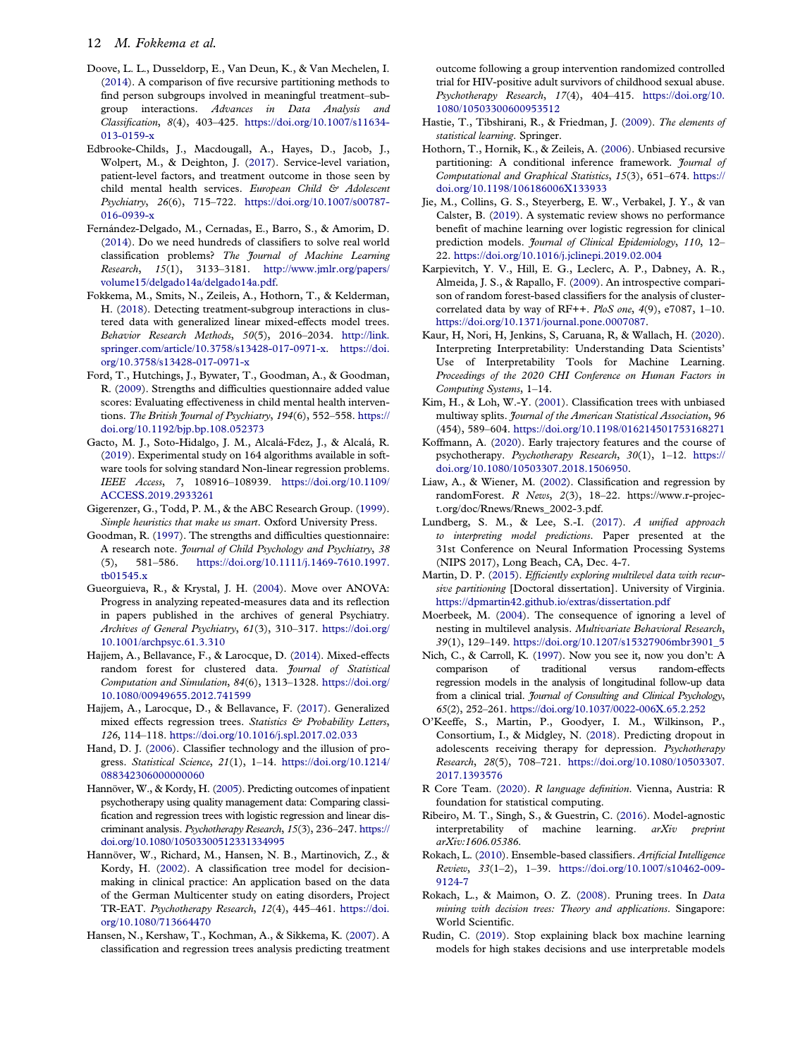Doove, L. L., Dusseldorp, E., Van Deun, K., & Van Mechelen, I. (2014). A comparison of five recursive partitioning methods to find person subgroups involved in meaningful treatment–subgroup interactions. *Advances in Data Analysis and Classification*, *8*(4), 403–425. https://doi.org/10.1007/s11634-013-0159-x

Edbrooke-Childs, J., Macdougall, A., Hayes, D., Jacob, J., Wolpert, M., & Deighton, J. (2017). Service-level variation, patient-level factors, and treatment outcome in those seen by child mental health services. *European Child & Adolescent Psychiatry*, *26*(6), 715–722. https://doi.org/10.1007/s00787-016-0939-x

Fernández-Delgado, M., Cernadas, E., Barro, S., & Amorim, D. (2014). Do we need hundreds of classifiers to solve real world classification problems? *The Journal of Machine Learning Research*, *15*(1), 3133–3181. http://www.jmlr.org/papers/volume15/delgado14a/delgado14a.pdf.

Fokkema, M., Smits, N., Zeileis, A., Hothorn, T., & Kelderman, H. (2018). Detecting treatment-subgroup interactions in clustered data with generalized linear mixed-effects model trees. *Behavior Research Methods*, *50*(5), 2016–2034. http://link.springer.com/article/10.3758/s13428-017-0971-x. https://doi.org/10.3758/s13428-017-0971-x

Ford, T., Hutchings, J., Bywater, T., Goodman, A., & Goodman, R. (2009). Strengths and difficulties questionnaire added value scores: Evaluating effectiveness in child mental health interventions. *The British Journal of Psychiatry*, *194*(6), 552–558. https://doi.org/10.1192/bjp.bp.108.052373

Gacto, M. J., Soto-Hidalgo, J. M., Alcalá-Fdez, J., & Alcalá, R. (2019). Experimental study on 164 algorithms available in software tools for solving standard Non-linear regression problems. *IEEE Access*, *7*, 108916–108939. https://doi.org/10.1109/ACCESS.2019.2933261

Gigerenzer, G., Todd, P. M., & the ABC Research Group. (1999). *Simple heuristics that make us smart*. Oxford University Press.

Goodman, R. (1997). The strengths and difficulties questionnaire: A research note. *Journal of Child Psychology and Psychiatry*, *38* (5), 581–586. https://doi.org/10.1111/j.1469-7610.1997.tb01545.x

Gueorguieva, R., & Krystal, J. H. (2004). Move over ANOVA: Progress in analyzing repeated-measures data and its reflection in papers published in the archives of general Psychiatry. *Archives of General Psychiatry*, *61*(3), 310–317. https://doi.org/10.1001/archpsyc.61.3.310

Hajjem, A., Bellavance, F., & Larocque, D. (2014). Mixed-effects random forest for clustered data. *Journal of Statistical Computation and Simulation*, *84*(6), 1313–1328. https://doi.org/10.1080/00949655.2012.741599

Hajjem, A., Larocque, D., & Bellavance, F. (2017). Generalized mixed effects regression trees. *Statistics & Probability Letters*, *126*, 114–118. https://doi.org/10.1016/j.spl.2017.02.033

Hand, D. J. (2006). Classifier technology and the illusion of progress. *Statistical Science*, *21*(1), 1–14. https://doi.org/10.1214/088342306000000060

Hannöver, W., & Kordy, H. (2005). Predicting outcomes of inpatient psychotherapy using quality management data: Comparing classification and regression trees with logistic regression and linear discriminant analysis. *Psychotherapy Research*, *15*(3), 236–247. https://doi.org/10.1080/10503300512331334995

Hannöver, W., Richard, M., Hansen, N. B., Martinovich, Z., & Kordy, H. (2002). A classification tree model for decision-making in clinical practice: An application based on the data of the German Multicenter study on eating disorders, Project TR-EAT. *Psychotherapy Research*, *12*(4), 445–461. https://doi.org/10.1080/713664470

Hansen, N., Kershaw, T., Kochman, A., & Sikkema, K. (2007). A classification and regression trees analysis predicting treatment outcome following a group intervention randomized controlled trial for HIV-positive adult survivors of childhood sexual abuse. *Psychotherapy Research*, *17*(4), 404–415. https://doi.org/10.1080/10503300600953512

Hastie, T., Tibshirani, R., & Friedman, J. (2009). *The elements of statistical learning*. Springer.

Hothorn, T., Hornik, K., & Zeileis, A. (2006). Unbiased recursive partitioning: A conditional inference framework. *Journal of Computational and Graphical Statistics*, *15*(3), 651–674. https://doi.org/10.1198/106186006X133933

Jie, M., Collins, G. S., Steyerberg, E. W., Verbakel, J. Y., & van Calster, B. (2019). A systematic review shows no performance benefit of machine learning over logistic regression for clinical prediction models. *Journal of Clinical Epidemiology*, *110*, 12–22. https://doi.org/10.1016/j.jclinepi.2019.02.004

Karpievitch, Y. V., Hill, E. G., Leclerc, A. P., Dabney, A. R., Almeida, J. S., & Rapallo, F. (2009). An introspective comparison of random forest-based classifiers for the analysis of cluster-correlated data by way of RF++. *PloS one*, *4*(9), e7087, 1–10. https://doi.org/10.1371/journal.pone.0007087.

Kaur, H, Nori, H, Jenkins, S, Caruana, R, & Wallach, H. (2020). Interpreting Interpretability: Understanding Data Scientists' Use of Interpretability Tools for Machine Learning. *Proceedings of the 2020 CHI Conference on Human Factors in Computing Systems*, 1–14.

Kim, H., & Loh, W.-Y. (2001). Classification trees with unbiased multiway splits. *Journal of the American Statistical Association*, *96* (454), 589–604. https://doi.org/10.1198/016214501753168271

Koffmann, A. (2020). Early trajectory features and the course of psychotherapy. *Psychotherapy Research*, *30*(1), 1–12. https://doi.org/10.1080/10503307.2018.1506950.

Liaw, A., & Wiener, M. (2002). Classification and regression by randomForest. *R News*, *2*(3), 18–22. https://www.r-project.org/doc/Rnews/Rnews_2002-3.pdf.

Lundberg, S. M., & Lee, S.-I. (2017). *A unified approach to interpreting model predictions*. Paper presented at the 31st Conference on Neural Information Processing Systems (NIPS 2017), Long Beach, CA, Dec. 4-7.

Martin, D. P. (2015). *Efficiently exploring multilevel data with recursive partitioning* [Doctoral dissertation]. University of Virginia. https://dpmartin42.github.io/extras/dissertation.pdf

Moerbeek, M. (2004). The consequence of ignoring a level of nesting in multilevel analysis. *Multivariate Behavioral Research*, *39*(1), 129–149. https://doi.org/10.1207/s15327906mbr3901_5

Nich, C., & Carroll, K. (1997). Now you see it, now you don't: A comparison of traditional versus random-effects regression models in the analysis of longitudinal follow-up data from a clinical trial. *Journal of Consulting and Clinical Psychology*, *65*(2), 252–261. https://doi.org/10.1037/0022-006X.65.2.252

O'Keeffe, S., Martin, P., Goodyer, I. M., Wilkinson, P., Consortium, I., & Midgley, N. (2018). Predicting dropout in adolescents receiving therapy for depression. *Psychotherapy Research*, *28*(5), 708–721. https://doi.org/10.1080/10503307.2017.1393576

R Core Team. (2020). *R language definition*. Vienna, Austria: R foundation for statistical computing.

Ribeiro, M. T., Singh, S., & Guestrin, C. (2016). Model-agnostic interpretability of machine learning. *arXiv preprint arXiv:1606.05386*.

Rokach, L. (2010). Ensemble-based classifiers. *Artificial Intelligence Review*, *33*(1–2), 1–39. https://doi.org/10.1007/s10462-009-9124-7

Rokach, L., & Maimon, O. Z. (2008). Pruning trees. In *Data mining with decision trees: Theory and applications*. Singapore: World Scientific.

Rudin, C. (2019). Stop explaining black box machine learning models for high stakes decisions and use interpretable models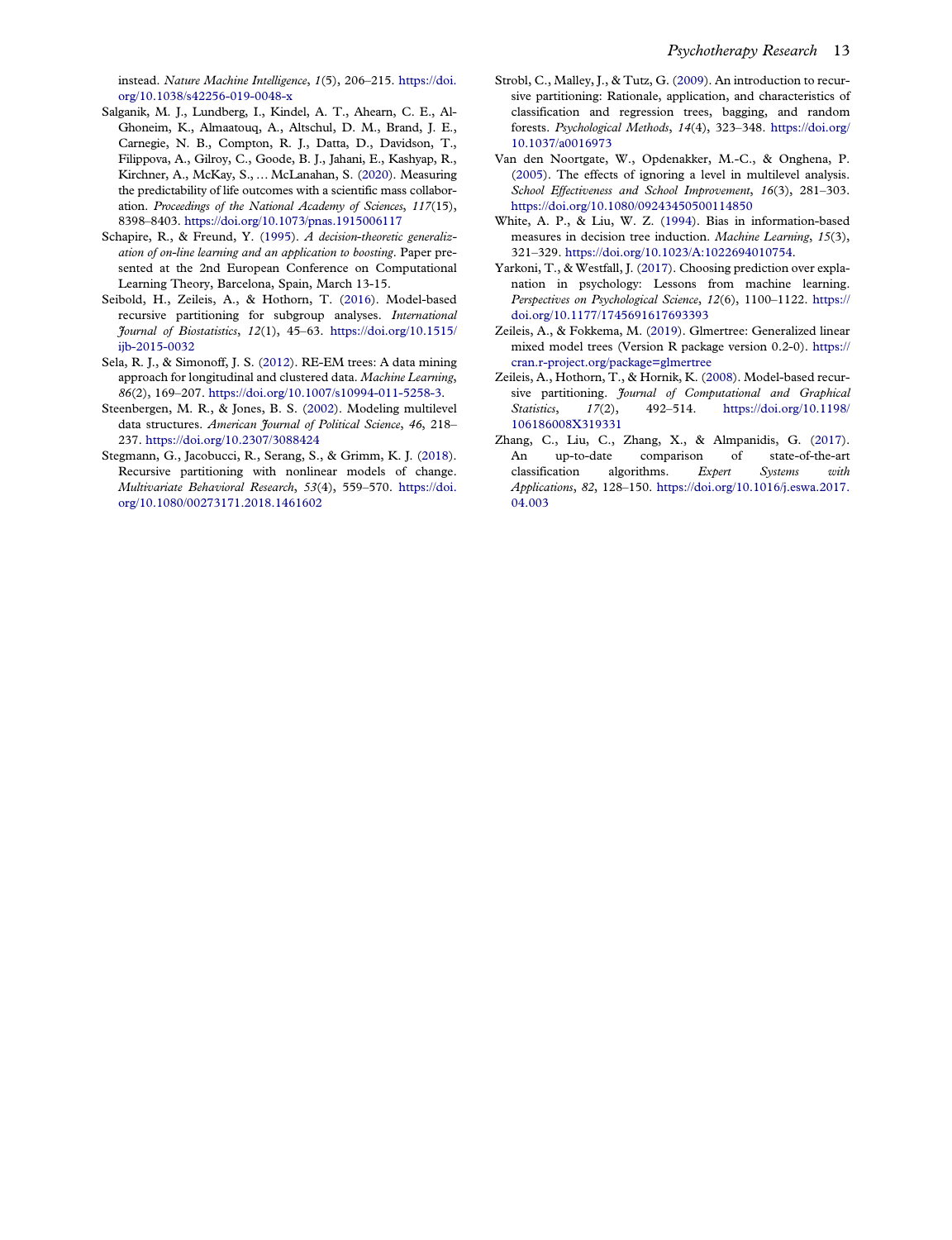instead. *Nature Machine Intelligence*, *1*(5), 206–215. https://doi.org/10.1038/s42256-019-0048-x

Salganik, M. J., Lundberg, I., Kindel, A. T., Ahearn, C. E., Al-Ghoneim, K., Almaatouq, A., Altschul, D. M., Brand, J. E., Carnegie, N. B., Compton, R. J., Datta, D., Davidson, T., Filippova, A., Gilroy, C., Goode, B. J., Jahani, E., Kashyap, R., Kirchner, A., McKay, S., … McLanahan, S. (2020). Measuring the predictability of life outcomes with a scientific mass collaboration. *Proceedings of the National Academy of Sciences*, *117*(15), 8398–8403. https://doi.org/10.1073/pnas.1915006117

Schapire, R., & Freund, Y. (1995). *A decision-theoretic generalization of on-line learning and an application to boosting*. Paper presented at the 2nd European Conference on Computational Learning Theory, Barcelona, Spain, March 13-15.

Seibold, H., Zeileis, A., & Hothorn, T. (2016). Model-based recursive partitioning for subgroup analyses. *International Journal of Biostatistics*, *12*(1), 45–63. https://doi.org/10.1515/ijb-2015-0032

Sela, R. J., & Simonoff, J. S. (2012). RE-EM trees: A data mining approach for longitudinal and clustered data. *Machine Learning*, *86*(2), 169–207. https://doi.org/10.1007/s10994-011-5258-3.

Steenbergen, M. R., & Jones, B. S. (2002). Modeling multilevel data structures. *American Journal of Political Science*, *46*, 218–237. https://doi.org/10.2307/3088424

Stegmann, G., Jacobucci, R., Serang, S., & Grimm, K. J. (2018). Recursive partitioning with nonlinear models of change. *Multivariate Behavioral Research*, *53*(4), 559–570. https://doi.org/10.1080/00273171.2018.1461602

Strobl, C., Malley, J., & Tutz, G. (2009). An introduction to recursive partitioning: Rationale, application, and characteristics of classification and regression trees, bagging, and random forests. *Psychological Methods*, *14*(4), 323–348. https://doi.org/10.1037/a0016973

Van den Noortgate, W., Opdenakker, M.-C., & Onghena, P. (2005). The effects of ignoring a level in multilevel analysis. *School Effectiveness and School Improvement*, *16*(3), 281–303. https://doi.org/10.1080/09243450500114850

White, A. P., & Liu, W. Z. (1994). Bias in information-based measures in decision tree induction. *Machine Learning*, *15*(3), 321–329. https://doi.org/10.1023/A:1022694010754.

Yarkoni, T., & Westfall, J. (2017). Choosing prediction over explanation in psychology: Lessons from machine learning. *Perspectives on Psychological Science*, *12*(6), 1100–1122. https://doi.org/10.1177/1745691617693393

Zeileis, A., & Fokkema, M. (2019). Glmertree: Generalized linear mixed model trees (Version R package version 0.2-0). https://cran.r-project.org/package=glmertree

Zeileis, A., Hothorn, T., & Hornik, K. (2008). Model-based recursive partitioning. *Journal of Computational and Graphical Statistics*, *17*(2), 492–514. https://doi.org/10.1198/106186008X319331

Zhang, C., Liu, C., Zhang, X., & Almpanidis, G. (2017). An up-to-date comparison of state-of-the-art classification algorithms. *Expert Systems with Applications*, *82*, 128–150. https://doi.org/10.1016/j.eswa.2017.04.003